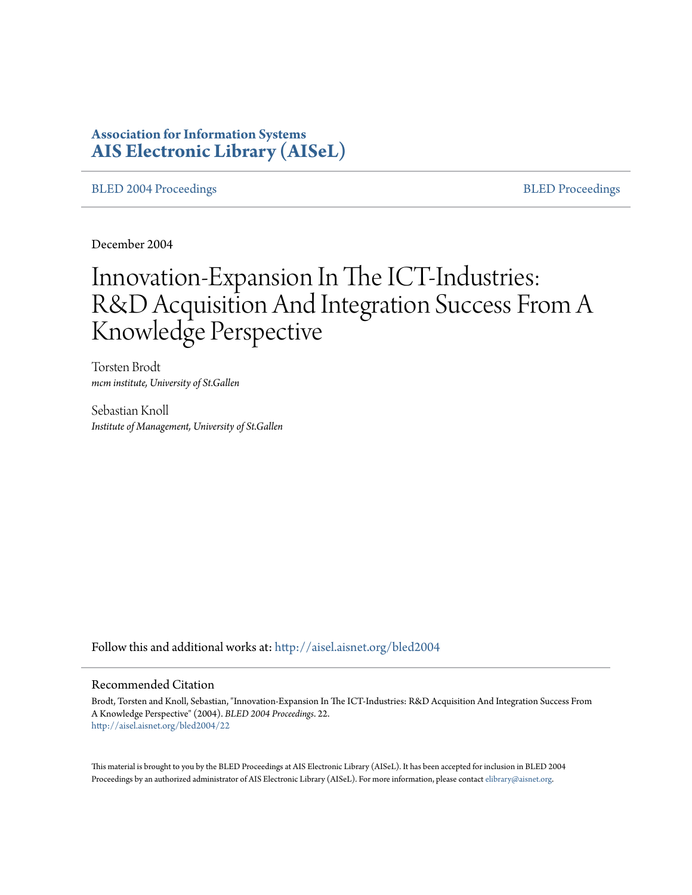**Association for Information Systems**
**AIS Electronic Library (AISeL)**

BLED 2004 Proceedings | BLED Proceedings

December 2004

# Innovation-Expansion In The ICT-Industries: R&D Acquisition And Integration Success From A Knowledge Perspective

Torsten Brodt
*mcm institute, University of St.Gallen*

Sebastian Knoll
*Institute of Management, University of St.Gallen*

Follow this and additional works at: http://aisel.aisnet.org/bled2004

## Recommended Citation

Brodt, Torsten and Knoll, Sebastian, "Innovation-Expansion In The ICT-Industries: R&D Acquisition And Integration Success From A Knowledge Perspective" (2004). *BLED 2004 Proceedings*. 22.
http://aisel.aisnet.org/bled2004/22

This material is brought to you by the BLED Proceedings at AIS Electronic Library (AISeL). It has been accepted for inclusion in BLED 2004 Proceedings by an authorized administrator of AIS Electronic Library (AISeL). For more information, please contact elibrary@aisnet.org.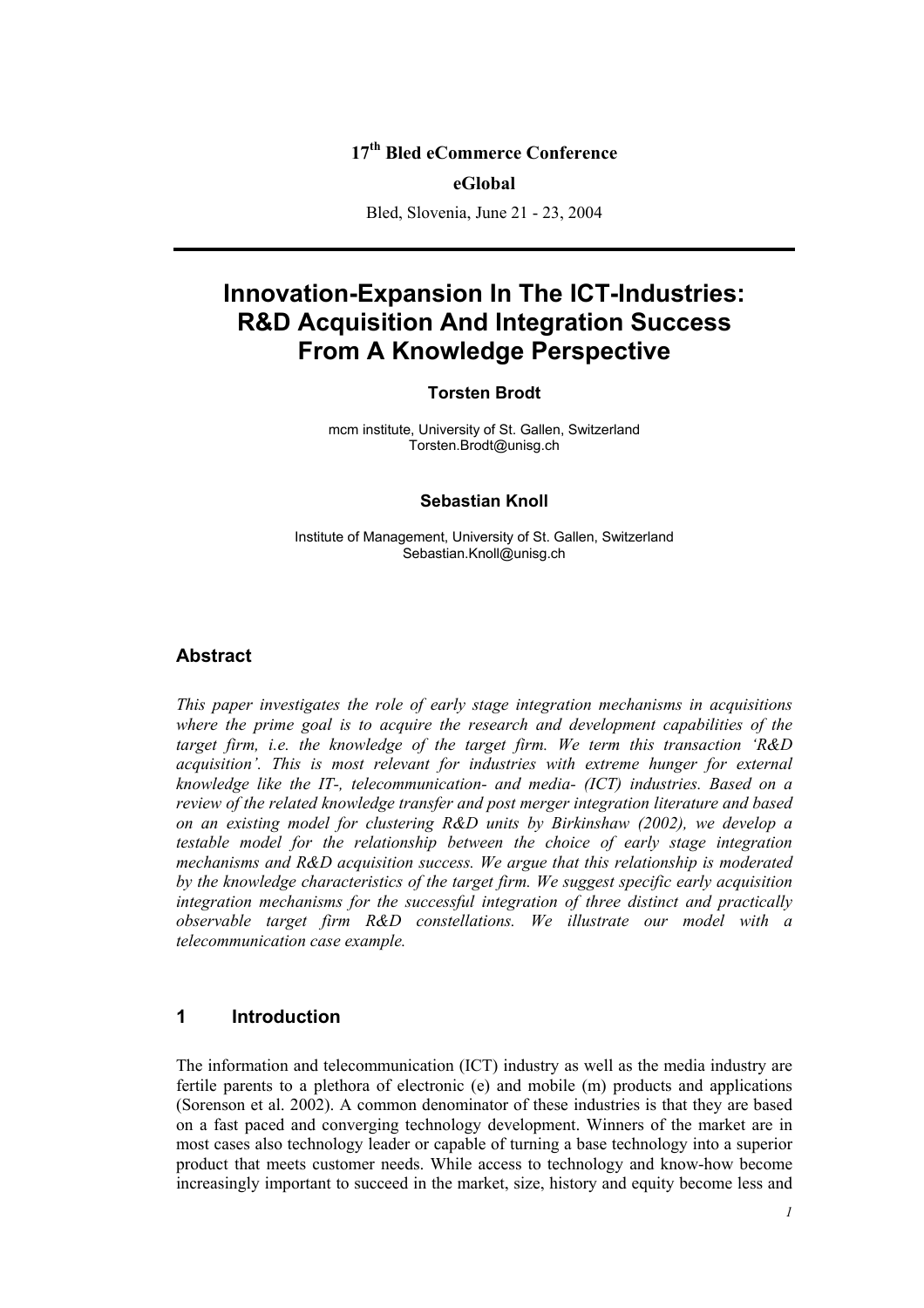17th Bled eCommerce Conference

**eGlobal**

Bled, Slovenia, June 21 - 23, 2004

---

# Innovation-Expansion In The ICT-Industries: R&D Acquisition And Integration Success From A Knowledge Perspective

**Torsten Brodt**

mcm institute, University of St. Gallen, Switzerland
Torsten.Brodt@unisg.ch

**Sebastian Knoll**

Institute of Management, University of St. Gallen, Switzerland
Sebastian.Knoll@unisg.ch

## Abstract

*This paper investigates the role of early stage integration mechanisms in acquisitions where the prime goal is to acquire the research and development capabilities of the target firm, i.e. the knowledge of the target firm. We term this transaction 'R&D acquisition'. This is most relevant for industries with extreme hunger for external knowledge like the IT-, telecommunication- and media- (ICT) industries. Based on a review of the related knowledge transfer and post merger integration literature and based on an existing model for clustering R&D units by Birkinshaw (2002), we develop a testable model for the relationship between the choice of early stage integration mechanisms and R&D acquisition success. We argue that this relationship is moderated by the knowledge characteristics of the target firm. We suggest specific early acquisition integration mechanisms for the successful integration of three distinct and practically observable target firm R&D constellations. We illustrate our model with a telecommunication case example.*

## 1 Introduction

The information and telecommunication (ICT) industry as well as the media industry are fertile parents to a plethora of electronic (e) and mobile (m) products and applications (Sorenson et al. 2002). A common denominator of these industries is that they are based on a fast paced and converging technology development. Winners of the market are in most cases also technology leader or capable of turning a base technology into a superior product that meets customer needs. While access to technology and know-how become increasingly important to succeed in the market, size, history and equity become less and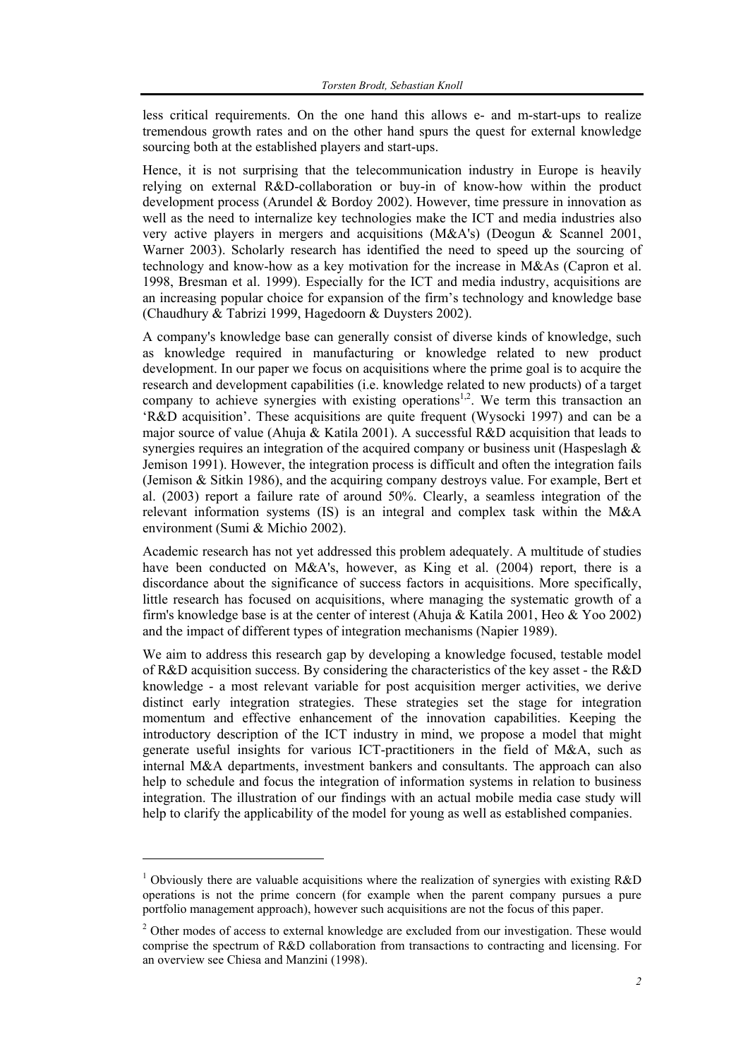less critical requirements. On the one hand this allows e- and m-start-ups to realize tremendous growth rates and on the other hand spurs the quest for external knowledge sourcing both at the established players and start-ups.

Hence, it is not surprising that the telecommunication industry in Europe is heavily relying on external R&D-collaboration or buy-in of know-how within the product development process (Arundel & Bordoy 2002). However, time pressure in innovation as well as the need to internalize key technologies make the ICT and media industries also very active players in mergers and acquisitions (M&A's) (Deogun & Scannel 2001, Warner 2003). Scholarly research has identified the need to speed up the sourcing of technology and know-how as a key motivation for the increase in M&As (Capron et al. 1998, Bresman et al. 1999). Especially for the ICT and media industry, acquisitions are an increasing popular choice for expansion of the firm's technology and knowledge base (Chaudhury & Tabrizi 1999, Hagedoorn & Duysters 2002).

A company's knowledge base can generally consist of diverse kinds of knowledge, such as knowledge required in manufacturing or knowledge related to new product development. In our paper we focus on acquisitions where the prime goal is to acquire the research and development capabilities (i.e. knowledge related to new products) of a target company to achieve synergies with existing operations[1,2]. We term this transaction an 'R&D acquisition'. These acquisitions are quite frequent (Wysocki 1997) and can be a major source of value (Ahuja & Katila 2001). A successful R&D acquisition that leads to synergies requires an integration of the acquired company or business unit (Haspeslagh & Jemison 1991). However, the integration process is difficult and often the integration fails (Jemison & Sitkin 1986), and the acquiring company destroys value. For example, Bert et al. (2003) report a failure rate of around 50%. Clearly, a seamless integration of the relevant information systems (IS) is an integral and complex task within the M&A environment (Sumi & Michio 2002).

Academic research has not yet addressed this problem adequately. A multitude of studies have been conducted on M&A's, however, as King et al. (2004) report, there is a discordance about the significance of success factors in acquisitions. More specifically, little research has focused on acquisitions, where managing the systematic growth of a firm's knowledge base is at the center of interest (Ahuja & Katila 2001, Heo & Yoo 2002) and the impact of different types of integration mechanisms (Napier 1989).

We aim to address this research gap by developing a knowledge focused, testable model of R&D acquisition success. By considering the characteristics of the key asset - the R&D knowledge - a most relevant variable for post acquisition merger activities, we derive distinct early integration strategies. These strategies set the stage for integration momentum and effective enhancement of the innovation capabilities. Keeping the introductory description of the ICT industry in mind, we propose a model that might generate useful insights for various ICT-practitioners in the field of M&A, such as internal M&A departments, investment bankers and consultants. The approach can also help to schedule and focus the integration of information systems in relation to business integration. The illustration of our findings with an actual mobile media case study will help to clarify the applicability of the model for young as well as established companies.

---

[1] Obviously there are valuable acquisitions where the realization of synergies with existing R&D operations is not the prime concern (for example when the parent company pursues a pure portfolio management approach), however such acquisitions are not the focus of this paper.

[2] Other modes of access to external knowledge are excluded from our investigation. These would comprise the spectrum of R&D collaboration from transactions to contracting and licensing. For an overview see Chiesa and Manzini (1998).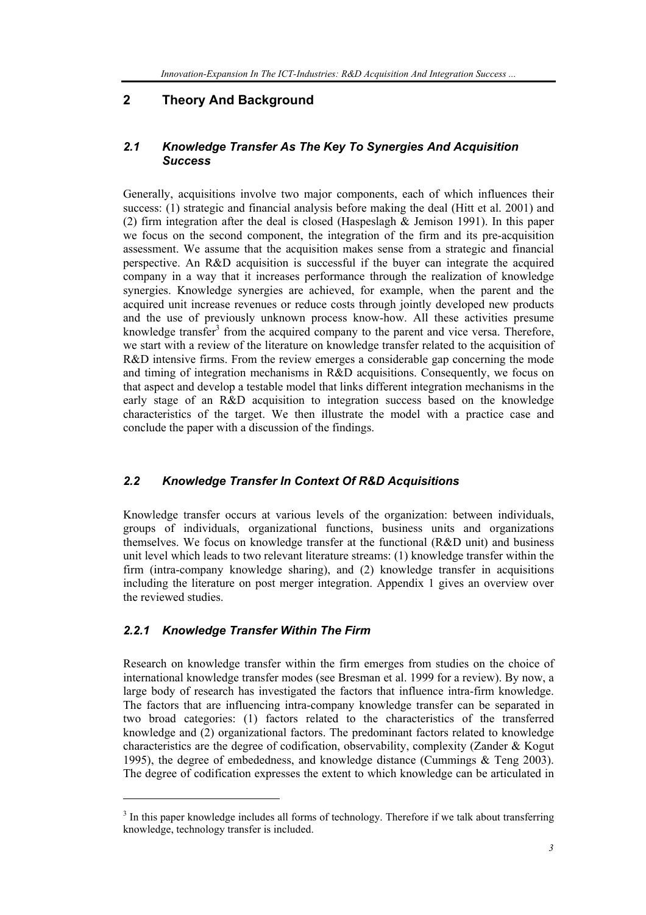## 2 Theory And Background

### *2.1 Knowledge Transfer As The Key To Synergies And Acquisition Success*

Generally, acquisitions involve two major components, each of which influences their success: (1) strategic and financial analysis before making the deal (Hitt et al. 2001) and (2) firm integration after the deal is closed (Haspeslagh & Jemison 1991). In this paper we focus on the second component, the integration of the firm and its pre-acquisition assessment. We assume that the acquisition makes sense from a strategic and financial perspective. An R&D acquisition is successful if the buyer can integrate the acquired company in a way that it increases performance through the realization of knowledge synergies. Knowledge synergies are achieved, for example, when the parent and the acquired unit increase revenues or reduce costs through jointly developed new products and the use of previously unknown process know-how. All these activities presume knowledge transfer[3] from the acquired company to the parent and vice versa. Therefore, we start with a review of the literature on knowledge transfer related to the acquisition of R&D intensive firms. From the review emerges a considerable gap concerning the mode and timing of integration mechanisms in R&D acquisitions. Consequently, we focus on that aspect and develop a testable model that links different integration mechanisms in the early stage of an R&D acquisition to integration success based on the knowledge characteristics of the target. We then illustrate the model with a practice case and conclude the paper with a discussion of the findings.

### *2.2 Knowledge Transfer In Context Of R&D Acquisitions*

Knowledge transfer occurs at various levels of the organization: between individuals, groups of individuals, organizational functions, business units and organizations themselves. We focus on knowledge transfer at the functional (R&D unit) and business unit level which leads to two relevant literature streams: (1) knowledge transfer within the firm (intra-company knowledge sharing), and (2) knowledge transfer in acquisitions including the literature on post merger integration. Appendix 1 gives an overview over the reviewed studies.

#### *2.2.1 Knowledge Transfer Within The Firm*

Research on knowledge transfer within the firm emerges from studies on the choice of international knowledge transfer modes (see Bresman et al. 1999 for a review). By now, a large body of research has investigated the factors that influence intra-firm knowledge. The factors that are influencing intra-company knowledge transfer can be separated in two broad categories: (1) factors related to the characteristics of the transferred knowledge and (2) organizational factors. The predominant factors related to knowledge characteristics are the degree of codification, observability, complexity (Zander & Kogut 1995), the degree of embededness, and knowledge distance (Cummings & Teng 2003). The degree of codification expresses the extent to which knowledge can be articulated in

[3] In this paper knowledge includes all forms of technology. Therefore if we talk about transferring knowledge, technology transfer is included.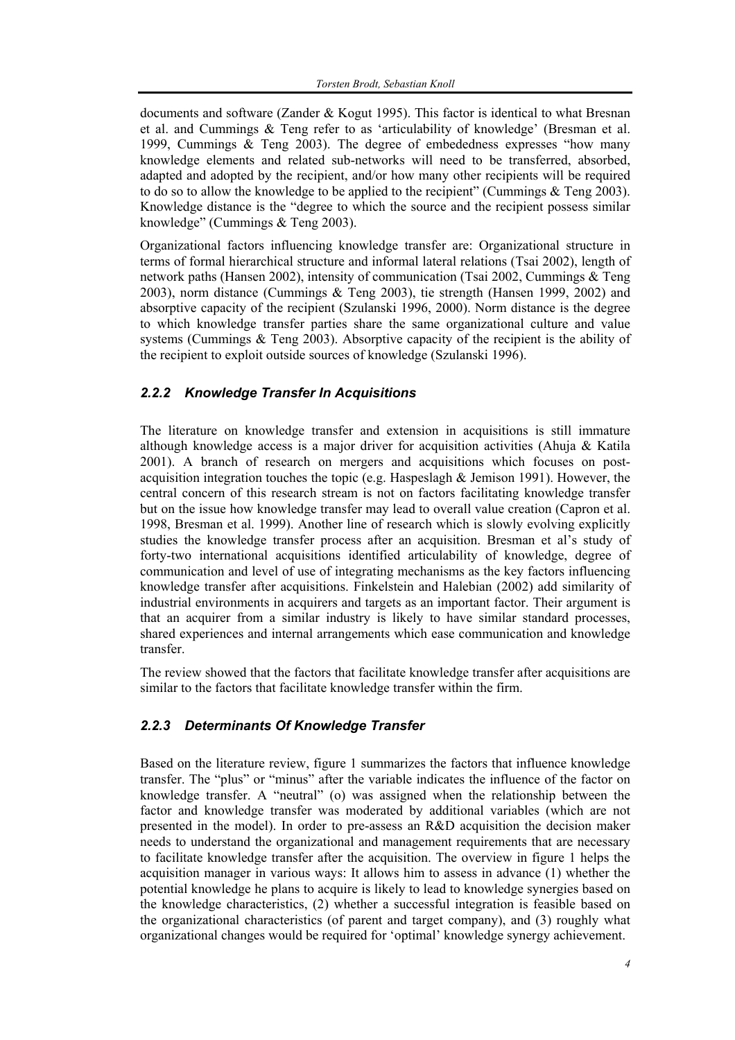documents and software (Zander & Kogut 1995). This factor is identical to what Bresnan et al. and Cummings & Teng refer to as 'articulability of knowledge' (Bresman et al. 1999, Cummings & Teng 2003). The degree of embededness expresses "how many knowledge elements and related sub-networks will need to be transferred, absorbed, adapted and adopted by the recipient, and/or how many other recipients will be required to do so to allow the knowledge to be applied to the recipient" (Cummings & Teng 2003). Knowledge distance is the "degree to which the source and the recipient possess similar knowledge" (Cummings & Teng 2003).

Organizational factors influencing knowledge transfer are: Organizational structure in terms of formal hierarchical structure and informal lateral relations (Tsai 2002), length of network paths (Hansen 2002), intensity of communication (Tsai 2002, Cummings & Teng 2003), norm distance (Cummings & Teng 2003), tie strength (Hansen 1999, 2002) and absorptive capacity of the recipient (Szulanski 1996, 2000). Norm distance is the degree to which knowledge transfer parties share the same organizational culture and value systems (Cummings & Teng 2003). Absorptive capacity of the recipient is the ability of the recipient to exploit outside sources of knowledge (Szulanski 1996).

### *2.2.2 Knowledge Transfer In Acquisitions*

The literature on knowledge transfer and extension in acquisitions is still immature although knowledge access is a major driver for acquisition activities (Ahuja & Katila 2001). A branch of research on mergers and acquisitions which focuses on post-acquisition integration touches the topic (e.g. Haspeslagh & Jemison 1991). However, the central concern of this research stream is not on factors facilitating knowledge transfer but on the issue how knowledge transfer may lead to overall value creation (Capron et al. 1998, Bresman et al. 1999). Another line of research which is slowly evolving explicitly studies the knowledge transfer process after an acquisition. Bresman et al's study of forty-two international acquisitions identified articulability of knowledge, degree of communication and level of use of integrating mechanisms as the key factors influencing knowledge transfer after acquisitions. Finkelstein and Halebian (2002) add similarity of industrial environments in acquirers and targets as an important factor. Their argument is that an acquirer from a similar industry is likely to have similar standard processes, shared experiences and internal arrangements which ease communication and knowledge transfer.

The review showed that the factors that facilitate knowledge transfer after acquisitions are similar to the factors that facilitate knowledge transfer within the firm.

### *2.2.3 Determinants Of Knowledge Transfer*

Based on the literature review, figure 1 summarizes the factors that influence knowledge transfer. The "plus" or "minus" after the variable indicates the influence of the factor on knowledge transfer. A "neutral" (o) was assigned when the relationship between the factor and knowledge transfer was moderated by additional variables (which are not presented in the model). In order to pre-assess an R&D acquisition the decision maker needs to understand the organizational and management requirements that are necessary to facilitate knowledge transfer after the acquisition. The overview in figure 1 helps the acquisition manager in various ways: It allows him to assess in advance (1) whether the potential knowledge he plans to acquire is likely to lead to knowledge synergies based on the knowledge characteristics, (2) whether a successful integration is feasible based on the organizational characteristics (of parent and target company), and (3) roughly what organizational changes would be required for 'optimal' knowledge synergy achievement.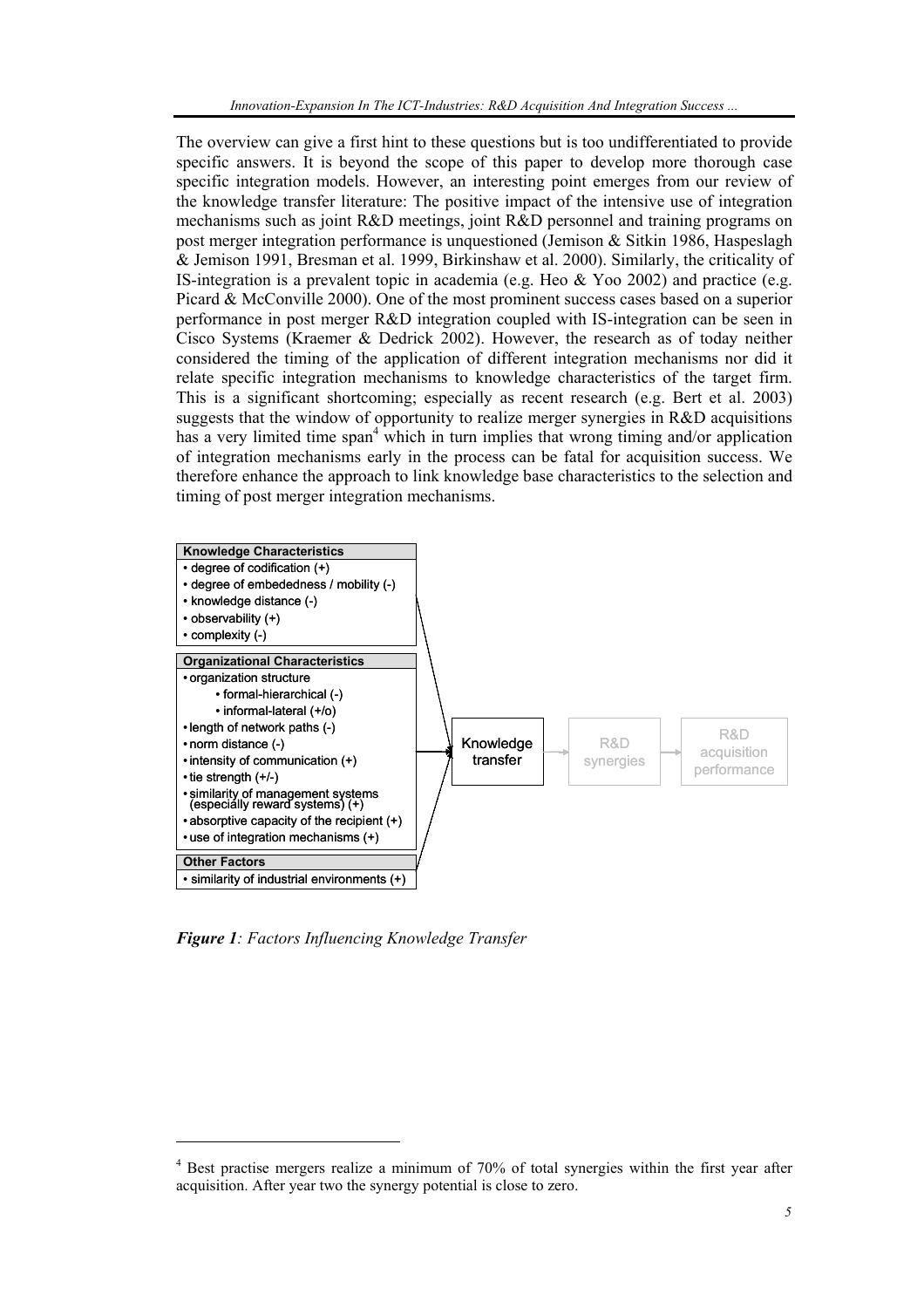The overview can give a first hint to these questions but is too undifferentiated to provide specific answers. It is beyond the scope of this paper to develop more thorough case specific integration models. However, an interesting point emerges from our review of the knowledge transfer literature: The positive impact of the intensive use of integration mechanisms such as joint R&D meetings, joint R&D personnel and training programs on post merger integration performance is unquestioned (Jemison & Sitkin 1986, Haspeslagh & Jemison 1991, Bresman et al. 1999, Birkinshaw et al. 2000). Similarly, the criticality of IS-integration is a prevalent topic in academia (e.g. Heo & Yoo 2002) and practice (e.g. Picard & McConville 2000). One of the most prominent success cases based on a superior performance in post merger R&D integration coupled with IS-integration can be seen in Cisco Systems (Kraemer & Dedrick 2002). However, the research as of today neither considered the timing of the application of different integration mechanisms nor did it relate specific integration mechanisms to knowledge characteristics of the target firm. This is a significant shortcoming; especially as recent research (e.g. Bert et al. 2003) suggests that the window of opportunity to realize merger synergies in R&D acquisitions has a very limited time span[4] which in turn implies that wrong timing and/or application of integration mechanisms early in the process can be fatal for acquisition success. We therefore enhance the approach to link knowledge base characteristics to the selection and timing of post merger integration mechanisms.

**Knowledge Characteristics**
- degree of codification (+)
- degree of embededness / mobility (-)
- knowledge distance (-)
- observability (+)
- complexity (-)

**Organizational Characteristics**
- organization structure
  - formal-hierarchical (-)
  - informal-lateral (+/o)
- length of network paths (-)
- norm distance (-)
- intensity of communication (+)
- tie strength (+/-)
- similarity of management systems (especially reward systems) (+)
- absorptive capacity of the recipient (+)
- use of integration mechanisms (+)

**Other Factors**
- similarity of industrial environments (+)

Knowledge transfer → R&D synergies → R&D acquisition performance

***Figure 1**: Factors Influencing Knowledge Transfer*

[4] Best practise mergers realize a minimum of 70% of total synergies within the first year after acquisition. After year two the synergy potential is close to zero.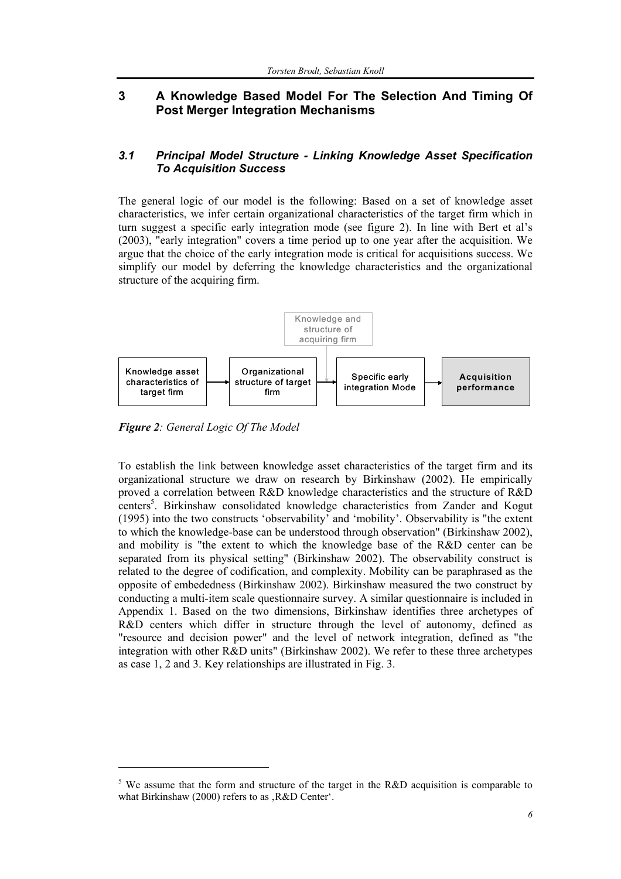## 3 A Knowledge Based Model For The Selection And Timing Of Post Merger Integration Mechanisms

### *3.1 Principal Model Structure - Linking Knowledge Asset Specification To Acquisition Success*

The general logic of our model is the following: Based on a set of knowledge asset characteristics, we infer certain organizational characteristics of the target firm which in turn suggest a specific early integration mode (see figure 2). In line with Bert et al's (2003), "early integration" covers a time period up to one year after the acquisition. We argue that the choice of the early integration mode is critical for acquisitions success. We simplify our model by deferring the knowledge characteristics and the organizational structure of the acquiring firm.

Knowledge and structure of acquiring firm

Knowledge asset characteristics of target firm → Organizational structure of target firm → Specific early integration Mode → Acquisition performance

***Figure 2**: General Logic Of The Model*

To establish the link between knowledge asset characteristics of the target firm and its organizational structure we draw on research by Birkinshaw (2002). He empirically proved a correlation between R&D knowledge characteristics and the structure of R&D centers[5]. Birkinshaw consolidated knowledge characteristics from Zander and Kogut (1995) into the two constructs 'observability' and 'mobility'. Observability is "the extent to which the knowledge-base can be understood through observation" (Birkinshaw 2002), and mobility is "the extent to which the knowledge base of the R&D center can be separated from its physical setting" (Birkinshaw 2002). The observability construct is related to the degree of codification, and complexity. Mobility can be paraphrased as the opposite of embededness (Birkinshaw 2002). Birkinshaw measured the two construct by conducting a multi-item scale questionnaire survey. A similar questionnaire is included in Appendix 1. Based on the two dimensions, Birkinshaw identifies three archetypes of R&D centers which differ in structure through the level of autonomy, defined as "resource and decision power" and the level of network integration, defined as "the integration with other R&D units" (Birkinshaw 2002). We refer to these three archetypes as case 1, 2 and 3. Key relationships are illustrated in Fig. 3.

---

[5] We assume that the form and structure of the target in the R&D acquisition is comparable to what Birkinshaw (2000) refers to as ‚R&D Center'.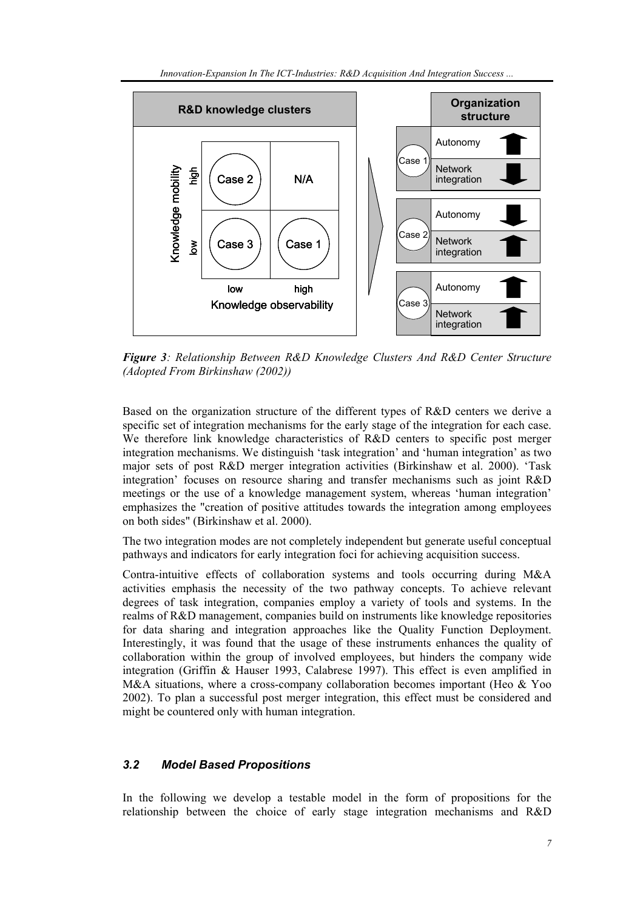*Figure 3: Relationship Between R&D Knowledge Clusters And R&D Center Structure (Adopted From Birkinshaw (2002))*

Based on the organization structure of the different types of R&D centers we derive a specific set of integration mechanisms for the early stage of the integration for each case. We therefore link knowledge characteristics of R&D centers to specific post merger integration mechanisms. We distinguish 'task integration' and 'human integration' as two major sets of post R&D merger integration activities (Birkinshaw et al. 2000). 'Task integration' focuses on resource sharing and transfer mechanisms such as joint R&D meetings or the use of a knowledge management system, whereas 'human integration' emphasizes the "creation of positive attitudes towards the integration among employees on both sides" (Birkinshaw et al. 2000).

The two integration modes are not completely independent but generate useful conceptual pathways and indicators for early integration foci for achieving acquisition success.

Contra-intuitive effects of collaboration systems and tools occurring during M&A activities emphasis the necessity of the two pathway concepts. To achieve relevant degrees of task integration, companies employ a variety of tools and systems. In the realms of R&D management, companies build on instruments like knowledge repositories for data sharing and integration approaches like the Quality Function Deployment. Interestingly, it was found that the usage of these instruments enhances the quality of collaboration within the group of involved employees, but hinders the company wide integration (Griffin & Hauser 1993, Calabrese 1997). This effect is even amplified in M&A situations, where a cross-company collaboration becomes important (Heo & Yoo 2002). To plan a successful post merger integration, this effect must be considered and might be countered only with human integration.

### *3.2 Model Based Propositions*

In the following we develop a testable model in the form of propositions for the relationship between the choice of early stage integration mechanisms and R&D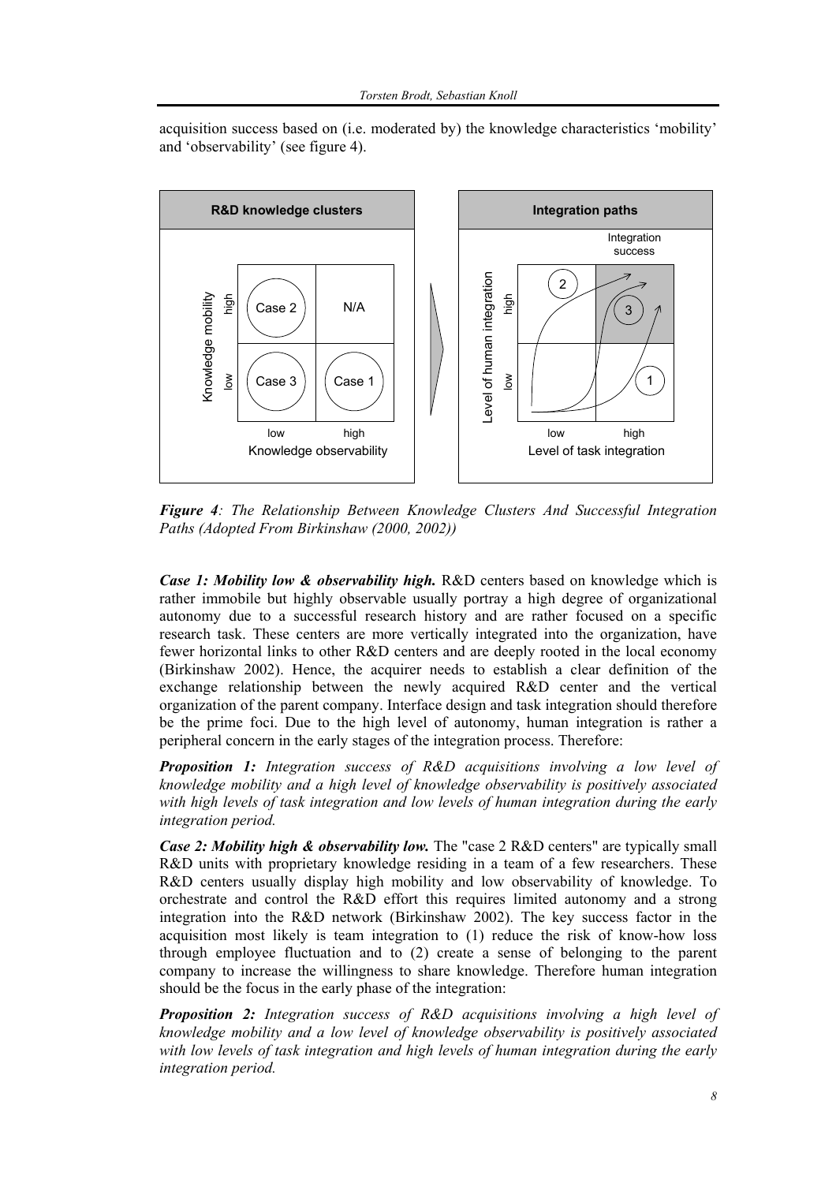acquisition success based on (i.e. moderated by) the knowledge characteristics 'mobility' and 'observability' (see figure 4).

*Figure 4: The Relationship Between Knowledge Clusters And Successful Integration Paths (Adopted From Birkinshaw (2000, 2002))*

***Case 1: Mobility low & observability high.*** R&D centers based on knowledge which is rather immobile but highly observable usually portray a high degree of organizational autonomy due to a successful research history and are rather focused on a specific research task. These centers are more vertically integrated into the organization, have fewer horizontal links to other R&D centers and are deeply rooted in the local economy (Birkinshaw 2002). Hence, the acquirer needs to establish a clear definition of the exchange relationship between the newly acquired R&D center and the vertical organization of the parent company. Interface design and task integration should therefore be the prime foci. Due to the high level of autonomy, human integration is rather a peripheral concern in the early stages of the integration process. Therefore:

***Proposition 1:*** *Integration success of R&D acquisitions involving a low level of knowledge mobility and a high level of knowledge observability is positively associated with high levels of task integration and low levels of human integration during the early integration period.*

***Case 2: Mobility high & observability low.*** The "case 2 R&D centers" are typically small R&D units with proprietary knowledge residing in a team of a few researchers. These R&D centers usually display high mobility and low observability of knowledge. To orchestrate and control the R&D effort this requires limited autonomy and a strong integration into the R&D network (Birkinshaw 2002). The key success factor in the acquisition most likely is team integration to (1) reduce the risk of know-how loss through employee fluctuation and to (2) create a sense of belonging to the parent company to increase the willingness to share knowledge. Therefore human integration should be the focus in the early phase of the integration:

***Proposition 2:*** *Integration success of R&D acquisitions involving a high level of knowledge mobility and a low level of knowledge observability is positively associated with low levels of task integration and high levels of human integration during the early integration period.*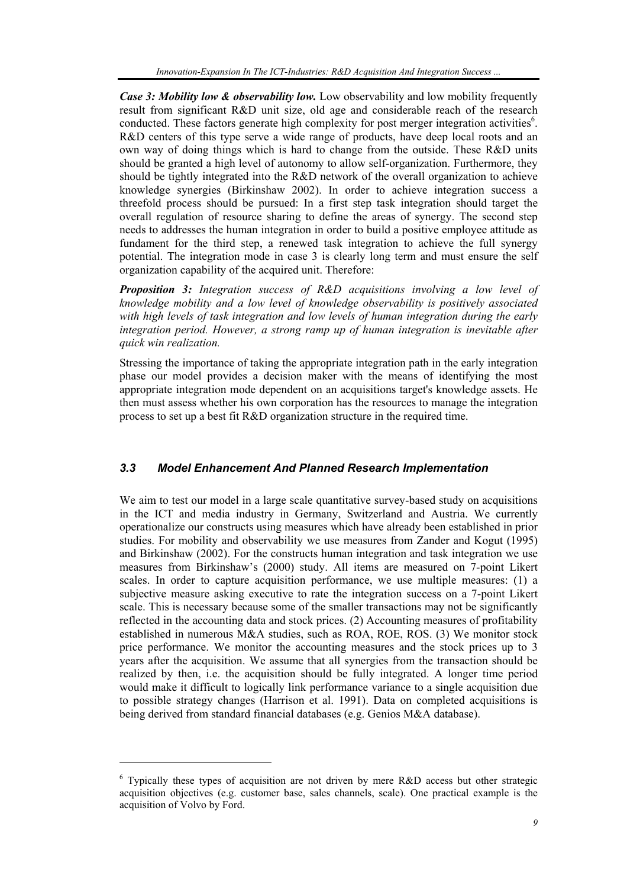***Case 3: Mobility low & observability low.*** Low observability and low mobility frequently result from significant R&D unit size, old age and considerable reach of the research conducted. These factors generate high complexity for post merger integration activities[6]. R&D centers of this type serve a wide range of products, have deep local roots and an own way of doing things which is hard to change from the outside. These R&D units should be granted a high level of autonomy to allow self-organization. Furthermore, they should be tightly integrated into the R&D network of the overall organization to achieve knowledge synergies (Birkinshaw 2002). In order to achieve integration success a threefold process should be pursued: In a first step task integration should target the overall regulation of resource sharing to define the areas of synergy. The second step needs to addresses the human integration in order to build a positive employee attitude as fundament for the third step, a renewed task integration to achieve the full synergy potential. The integration mode in case 3 is clearly long term and must ensure the self organization capability of the acquired unit. Therefore:

***Proposition 3:*** *Integration success of R&D acquisitions involving a low level of knowledge mobility and a low level of knowledge observability is positively associated with high levels of task integration and low levels of human integration during the early integration period. However, a strong ramp up of human integration is inevitable after quick win realization.*

Stressing the importance of taking the appropriate integration path in the early integration phase our model provides a decision maker with the means of identifying the most appropriate integration mode dependent on an acquisitions target's knowledge assets. He then must assess whether his own corporation has the resources to manage the integration process to set up a best fit R&D organization structure in the required time.

### *3.3 Model Enhancement And Planned Research Implementation*

We aim to test our model in a large scale quantitative survey-based study on acquisitions in the ICT and media industry in Germany, Switzerland and Austria. We currently operationalize our constructs using measures which have already been established in prior studies. For mobility and observability we use measures from Zander and Kogut (1995) and Birkinshaw (2002). For the constructs human integration and task integration we use measures from Birkinshaw's (2000) study. All items are measured on 7-point Likert scales. In order to capture acquisition performance, we use multiple measures: (1) a subjective measure asking executive to rate the integration success on a 7-point Likert scale. This is necessary because some of the smaller transactions may not be significantly reflected in the accounting data and stock prices. (2) Accounting measures of profitability established in numerous M&A studies, such as ROA, ROE, ROS. (3) We monitor stock price performance. We monitor the accounting measures and the stock prices up to 3 years after the acquisition. We assume that all synergies from the transaction should be realized by then, i.e. the acquisition should be fully integrated. A longer time period would make it difficult to logically link performance variance to a single acquisition due to possible strategy changes (Harrison et al. 1991). Data on completed acquisitions is being derived from standard financial databases (e.g. Genios M&A database).

---

[6] Typically these types of acquisition are not driven by mere R&D access but other strategic acquisition objectives (e.g. customer base, sales channels, scale). One practical example is the acquisition of Volvo by Ford.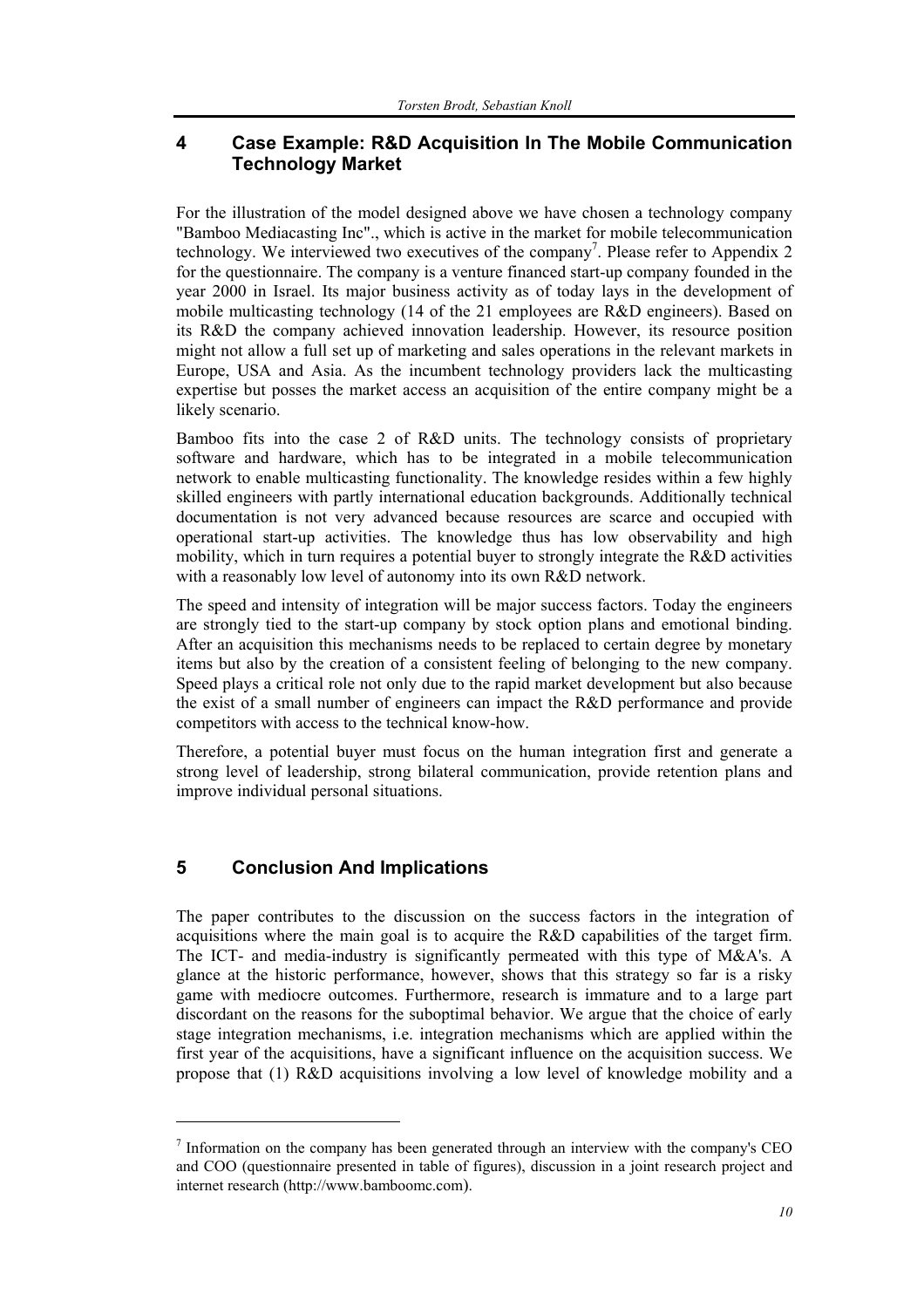## 4 Case Example: R&D Acquisition In The Mobile Communication Technology Market

For the illustration of the model designed above we have chosen a technology company "Bamboo Mediacasting Inc"., which is active in the market for mobile telecommunication technology. We interviewed two executives of the company[7]. Please refer to Appendix 2 for the questionnaire. The company is a venture financed start-up company founded in the year 2000 in Israel. Its major business activity as of today lays in the development of mobile multicasting technology (14 of the 21 employees are R&D engineers). Based on its R&D the company achieved innovation leadership. However, its resource position might not allow a full set up of marketing and sales operations in the relevant markets in Europe, USA and Asia. As the incumbent technology providers lack the multicasting expertise but posses the market access an acquisition of the entire company might be a likely scenario.

Bamboo fits into the case 2 of R&D units. The technology consists of proprietary software and hardware, which has to be integrated in a mobile telecommunication network to enable multicasting functionality. The knowledge resides within a few highly skilled engineers with partly international education backgrounds. Additionally technical documentation is not very advanced because resources are scarce and occupied with operational start-up activities. The knowledge thus has low observability and high mobility, which in turn requires a potential buyer to strongly integrate the R&D activities with a reasonably low level of autonomy into its own R&D network.

The speed and intensity of integration will be major success factors. Today the engineers are strongly tied to the start-up company by stock option plans and emotional binding. After an acquisition this mechanisms needs to be replaced to certain degree by monetary items but also by the creation of a consistent feeling of belonging to the new company. Speed plays a critical role not only due to the rapid market development but also because the exist of a small number of engineers can impact the R&D performance and provide competitors with access to the technical know-how.

Therefore, a potential buyer must focus on the human integration first and generate a strong level of leadership, strong bilateral communication, provide retention plans and improve individual personal situations.

## 5 Conclusion And Implications

The paper contributes to the discussion on the success factors in the integration of acquisitions where the main goal is to acquire the R&D capabilities of the target firm. The ICT- and media-industry is significantly permeated with this type of M&A's. A glance at the historic performance, however, shows that this strategy so far is a risky game with mediocre outcomes. Furthermore, research is immature and to a large part discordant on the reasons for the suboptimal behavior. We argue that the choice of early stage integration mechanisms, i.e. integration mechanisms which are applied within the first year of the acquisitions, have a significant influence on the acquisition success. We propose that (1) R&D acquisitions involving a low level of knowledge mobility and a

---

[7] Information on the company has been generated through an interview with the company's CEO and COO (questionnaire presented in table of figures), discussion in a joint research project and internet research (http://www.bamboomc.com).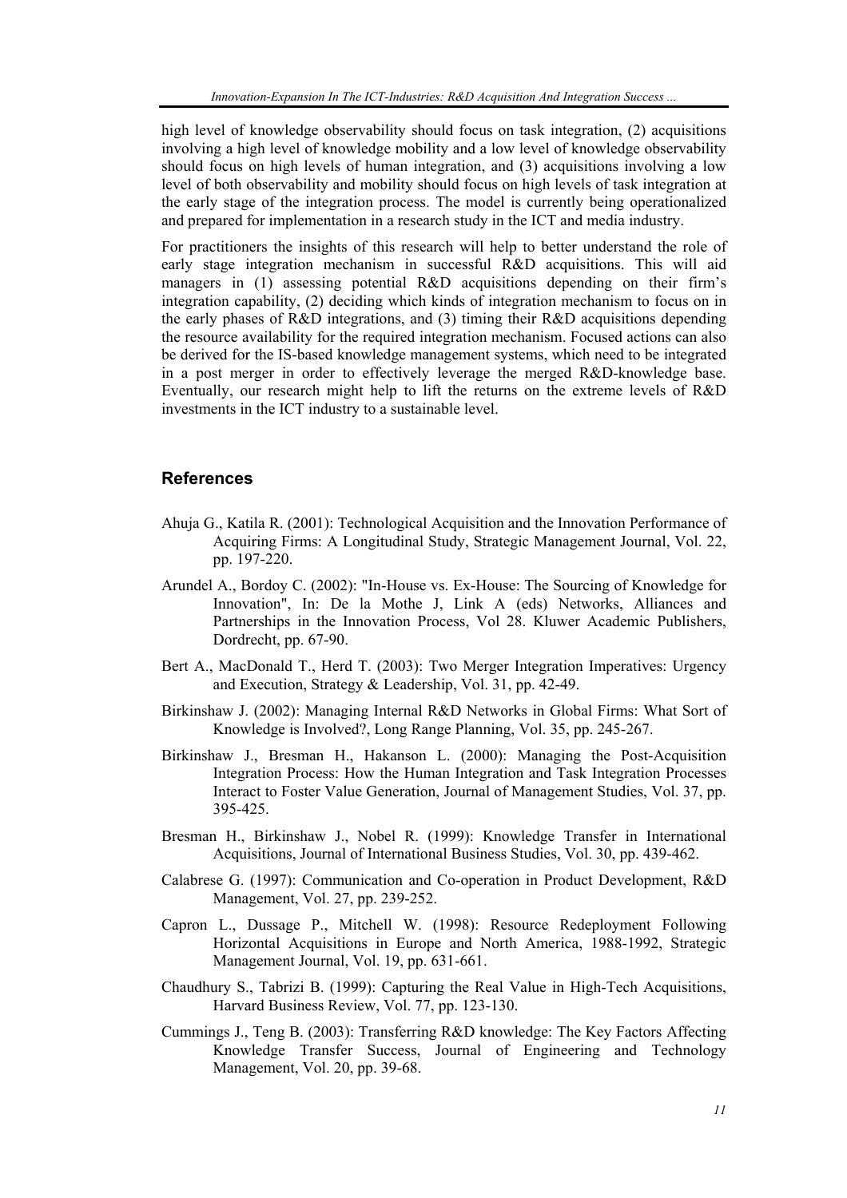high level of knowledge observability should focus on task integration, (2) acquisitions involving a high level of knowledge mobility and a low level of knowledge observability should focus on high levels of human integration, and (3) acquisitions involving a low level of both observability and mobility should focus on high levels of task integration at the early stage of the integration process. The model is currently being operationalized and prepared for implementation in a research study in the ICT and media industry.

For practitioners the insights of this research will help to better understand the role of early stage integration mechanism in successful R&D acquisitions. This will aid managers in (1) assessing potential R&D acquisitions depending on their firm's integration capability, (2) deciding which kinds of integration mechanism to focus on in the early phases of R&D integrations, and (3) timing their R&D acquisitions depending the resource availability for the required integration mechanism. Focused actions can also be derived for the IS-based knowledge management systems, which need to be integrated in a post merger in order to effectively leverage the merged R&D-knowledge base. Eventually, our research might help to lift the returns on the extreme levels of R&D investments in the ICT industry to a sustainable level.

## References

Ahuja G., Katila R. (2001): Technological Acquisition and the Innovation Performance of Acquiring Firms: A Longitudinal Study, Strategic Management Journal, Vol. 22, pp. 197-220.

Arundel A., Bordoy C. (2002): "In-House vs. Ex-House: The Sourcing of Knowledge for Innovation", In: De la Mothe J, Link A (eds) Networks, Alliances and Partnerships in the Innovation Process, Vol 28. Kluwer Academic Publishers, Dordrecht, pp. 67-90.

Bert A., MacDonald T., Herd T. (2003): Two Merger Integration Imperatives: Urgency and Execution, Strategy & Leadership, Vol. 31, pp. 42-49.

Birkinshaw J. (2002): Managing Internal R&D Networks in Global Firms: What Sort of Knowledge is Involved?, Long Range Planning, Vol. 35, pp. 245-267.

Birkinshaw J., Bresman H., Hakanson L. (2000): Managing the Post-Acquisition Integration Process: How the Human Integration and Task Integration Processes Interact to Foster Value Generation, Journal of Management Studies, Vol. 37, pp. 395-425.

Bresman H., Birkinshaw J., Nobel R. (1999): Knowledge Transfer in International Acquisitions, Journal of International Business Studies, Vol. 30, pp. 439-462.

Calabrese G. (1997): Communication and Co-operation in Product Development, R&D Management, Vol. 27, pp. 239-252.

Capron L., Dussage P., Mitchell W. (1998): Resource Redeployment Following Horizontal Acquisitions in Europe and North America, 1988-1992, Strategic Management Journal, Vol. 19, pp. 631-661.

Chaudhury S., Tabrizi B. (1999): Capturing the Real Value in High-Tech Acquisitions, Harvard Business Review, Vol. 77, pp. 123-130.

Cummings J., Teng B. (2003): Transferring R&D knowledge: The Key Factors Affecting Knowledge Transfer Success, Journal of Engineering and Technology Management, Vol. 20, pp. 39-68.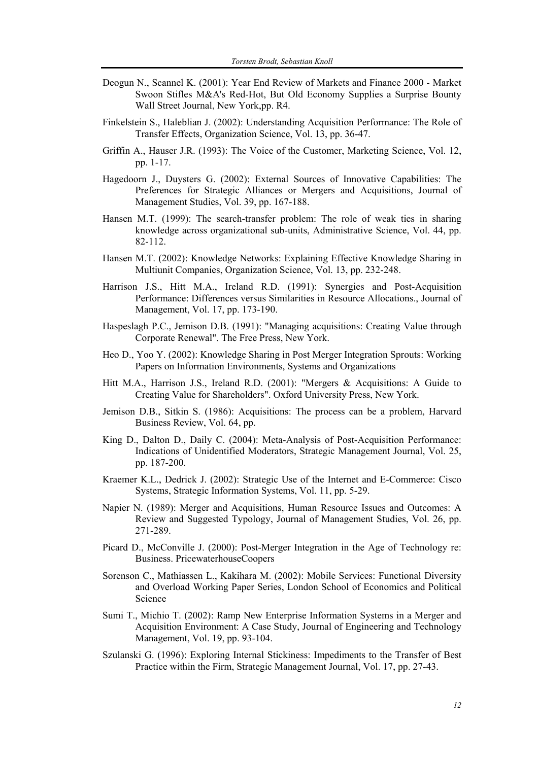Deogun N., Scannel K. (2001): Year End Review of Markets and Finance 2000 - Market Swoon Stifles M&A's Red-Hot, But Old Economy Supplies a Surprise Bounty Wall Street Journal, New York,pp. R4.

Finkelstein S., Haleblian J. (2002): Understanding Acquisition Performance: The Role of Transfer Effects, Organization Science, Vol. 13, pp. 36-47.

Griffin A., Hauser J.R. (1993): The Voice of the Customer, Marketing Science, Vol. 12, pp. 1-17.

Hagedoorn J., Duysters G. (2002): External Sources of Innovative Capabilities: The Preferences for Strategic Alliances or Mergers and Acquisitions, Journal of Management Studies, Vol. 39, pp. 167-188.

Hansen M.T. (1999): The search-transfer problem: The role of weak ties in sharing knowledge across organizational sub-units, Administrative Science, Vol. 44, pp. 82-112.

Hansen M.T. (2002): Knowledge Networks: Explaining Effective Knowledge Sharing in Multiunit Companies, Organization Science, Vol. 13, pp. 232-248.

Harrison J.S., Hitt M.A., Ireland R.D. (1991): Synergies and Post-Acquisition Performance: Differences versus Similarities in Resource Allocations., Journal of Management, Vol. 17, pp. 173-190.

Haspeslagh P.C., Jemison D.B. (1991): "Managing acquisitions: Creating Value through Corporate Renewal". The Free Press, New York.

Heo D., Yoo Y. (2002): Knowledge Sharing in Post Merger Integration Sprouts: Working Papers on Information Environments, Systems and Organizations

Hitt M.A., Harrison J.S., Ireland R.D. (2001): "Mergers & Acquisitions: A Guide to Creating Value for Shareholders". Oxford University Press, New York.

Jemison D.B., Sitkin S. (1986): Acquisitions: The process can be a problem, Harvard Business Review, Vol. 64, pp.

King D., Dalton D., Daily C. (2004): Meta-Analysis of Post-Acquisition Performance: Indications of Unidentified Moderators, Strategic Management Journal, Vol. 25, pp. 187-200.

Kraemer K.L., Dedrick J. (2002): Strategic Use of the Internet and E-Commerce: Cisco Systems, Strategic Information Systems, Vol. 11, pp. 5-29.

Napier N. (1989): Merger and Acquisitions, Human Resource Issues and Outcomes: A Review and Suggested Typology, Journal of Management Studies, Vol. 26, pp. 271-289.

Picard D., McConville J. (2000): Post-Merger Integration in the Age of Technology re: Business. PricewaterhouseCoopers

Sorenson C., Mathiassen L., Kakihara M. (2002): Mobile Services: Functional Diversity and Overload Working Paper Series, London School of Economics and Political Science

Sumi T., Michio T. (2002): Ramp New Enterprise Information Systems in a Merger and Acquisition Environment: A Case Study, Journal of Engineering and Technology Management, Vol. 19, pp. 93-104.

Szulanski G. (1996): Exploring Internal Stickiness: Impediments to the Transfer of Best Practice within the Firm, Strategic Management Journal, Vol. 17, pp. 27-43.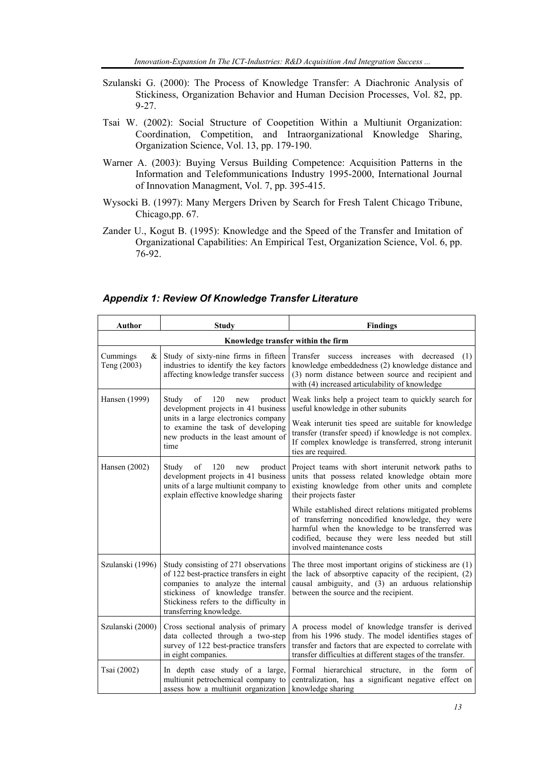Szulanski G. (2000): The Process of Knowledge Transfer: A Diachronic Analysis of Stickiness, Organization Behavior and Human Decision Processes, Vol. 82, pp. 9-27.

Tsai W. (2002): Social Structure of Coopetition Within a Multiunit Organization: Coordination, Competition, and Intraorganizational Knowledge Sharing, Organization Science, Vol. 13, pp. 179-190.

Warner A. (2003): Buying Versus Building Competence: Acquisition Patterns in the Information and Telefommunications Industry 1995-2000, International Journal of Innovation Managment, Vol. 7, pp. 395-415.

Wysocki B. (1997): Many Mergers Driven by Search for Fresh Talent Chicago Tribune, Chicago,pp. 67.

Zander U., Kogut B. (1995): Knowledge and the Speed of the Transfer and Imitation of Organizational Capabilities: An Empirical Test, Organization Science, Vol. 6, pp. 76-92.

## *Appendix 1: Review Of Knowledge Transfer Literature*

| Author | Study | Findings |
|---|---|---|
| **Knowledge transfer within the firm** | | |
| Cummings & Teng (2003) | Study of sixty-nine firms in fifteen industries to identify the key factors affecting knowledge transfer success | Transfer success increases with decreased (1) knowledge embeddedness (2) knowledge distance and (3) norm distance between source and recipient and with (4) increased articulability of knowledge |
| Hansen (1999) | Study of 120 new product development projects in 41 business units in a large electronics company to examine the task of developing new products in the least amount of time | Weak links help a project team to quickly search for useful knowledge in other subunits<br><br>Weak interunit ties speed are suitable for knowledge transfer (transfer speed) if knowledge is not complex. If complex knowledge is transferred, strong interunit ties are required. |
| Hansen (2002) | Study of 120 new product development projects in 41 business units of a large multiunit company to explain effective knowledge sharing | Project teams with short interunit network paths to units that possess related knowledge obtain more existing knowledge from other units and complete their projects faster<br><br>While established direct relations mitigated problems of transferring noncodified knowledge, they were harmful when the knowledge to be transferred was codified, because they were less needed but still involved maintenance costs |
| Szulanski (1996) | Study consisting of 271 observations of 122 best-practice transfers in eight companies to analyze the internal stickiness of knowledge transfer. Stickiness refers to the difficulty in transferring knowledge. | The three most important origins of stickiness are (1) the lack of absorptive capacity of the recipient, (2) causal ambiguity, and (3) an arduous relationship between the source and the recipient. |
| Szulanski (2000) | Cross sectional analysis of primary data collected through a two-step survey of 122 best-practice transfers in eight companies. | A process model of knowledge transfer is derived from his 1996 study. The model identifies stages of transfer and factors that are expected to correlate with transfer difficulties at different stages of the transfer. |
| Tsai (2002) | In depth case study of a large, multiunit petrochemical company to assess how a multiunit organization | Formal hierarchical structure, in the form of centralization, has a significant negative effect on knowledge sharing |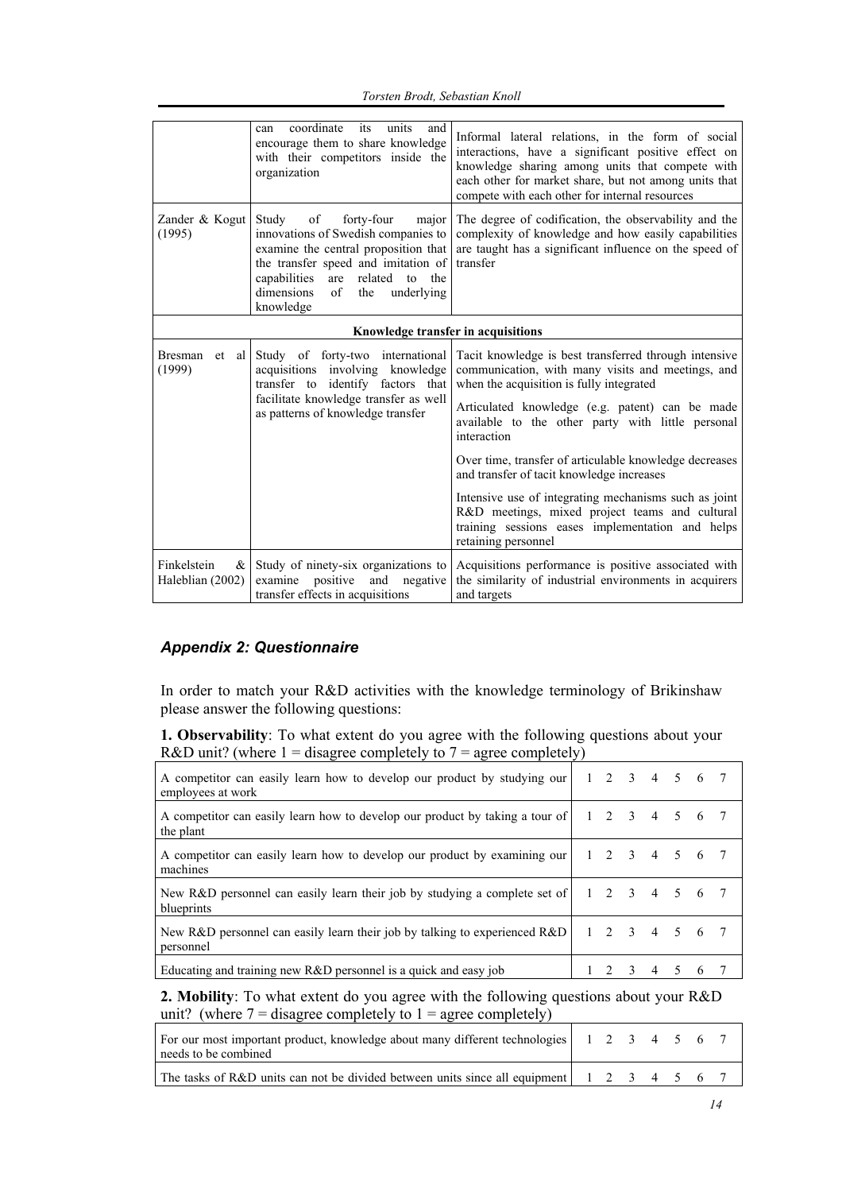| | | |
|---|---|---|
| | can coordinate its units and encourage them to share knowledge with their competitors inside the organization | Informal lateral relations, in the form of social interactions, have a significant positive effect on knowledge sharing among units that compete with each other for market share, but not among units that compete with each other for internal resources |
| Zander & Kogut (1995) | Study of forty-four major innovations of Swedish companies to examine the central proposition that the transfer speed and imitation of capabilities are related to the dimensions of the underlying knowledge | The degree of codification, the observability and the complexity of knowledge and how easily capabilities are taught has a significant influence on the speed of transfer |
| **Knowledge transfer in acquisitions** | | |
| Bresman et al (1999) | Study of forty-two international acquisitions involving knowledge transfer to identify factors that facilitate knowledge transfer as well as patterns of knowledge transfer | Tacit knowledge is best transferred through intensive communication, with many visits and meetings, and when the acquisition is fully integrated<br><br>Articulated knowledge (e.g. patent) can be made available to the other party with little personal interaction<br><br>Over time, transfer of articulable knowledge decreases and transfer of tacit knowledge increases<br><br>Intensive use of integrating mechanisms such as joint R&D meetings, mixed project teams and cultural training sessions eases implementation and helps retaining personnel |
| Finkelstein & Haleblian (2002) | Study of ninety-six organizations to examine positive and negative transfer effects in acquisitions | Acquisitions performance is positive associated with the similarity of industrial environments in acquirers and targets |

### *Appendix 2: Questionnaire*

In order to match your R&D activities with the knowledge terminology of Brikinshaw please answer the following questions:

**1. Observability**: To what extent do you agree with the following questions about your R&D unit? (where 1 = disagree completely to 7 = agree completely)

| | | | | | | | |
|---|---|---|---|---|---|---|---|
| A competitor can easily learn how to develop our product by studying our employees at work | 1 | 2 | 3 | 4 | 5 | 6 | 7 |
| A competitor can easily learn how to develop our product by taking a tour of the plant | 1 | 2 | 3 | 4 | 5 | 6 | 7 |
| A competitor can easily learn how to develop our product by examining our machines | 1 | 2 | 3 | 4 | 5 | 6 | 7 |
| New R&D personnel can easily learn their job by studying a complete set of blueprints | 1 | 2 | 3 | 4 | 5 | 6 | 7 |
| New R&D personnel can easily learn their job by talking to experienced R&D personnel | 1 | 2 | 3 | 4 | 5 | 6 | 7 |
| Educating and training new R&D personnel is a quick and easy job | 1 | 2 | 3 | 4 | 5 | 6 | 7 |

**2. Mobility**: To what extent do you agree with the following questions about your R&D unit? (where 7 = disagree completely to 1 = agree completely)

| | | | | | | | |
|---|---|---|---|---|---|---|---|
| For our most important product, knowledge about many different technologies needs to be combined | 1 | 2 | 3 | 4 | 5 | 6 | 7 |
| The tasks of R&D units can not be divided between units since all equipment | 1 | 2 | 3 | 4 | 5 | 6 | 7 |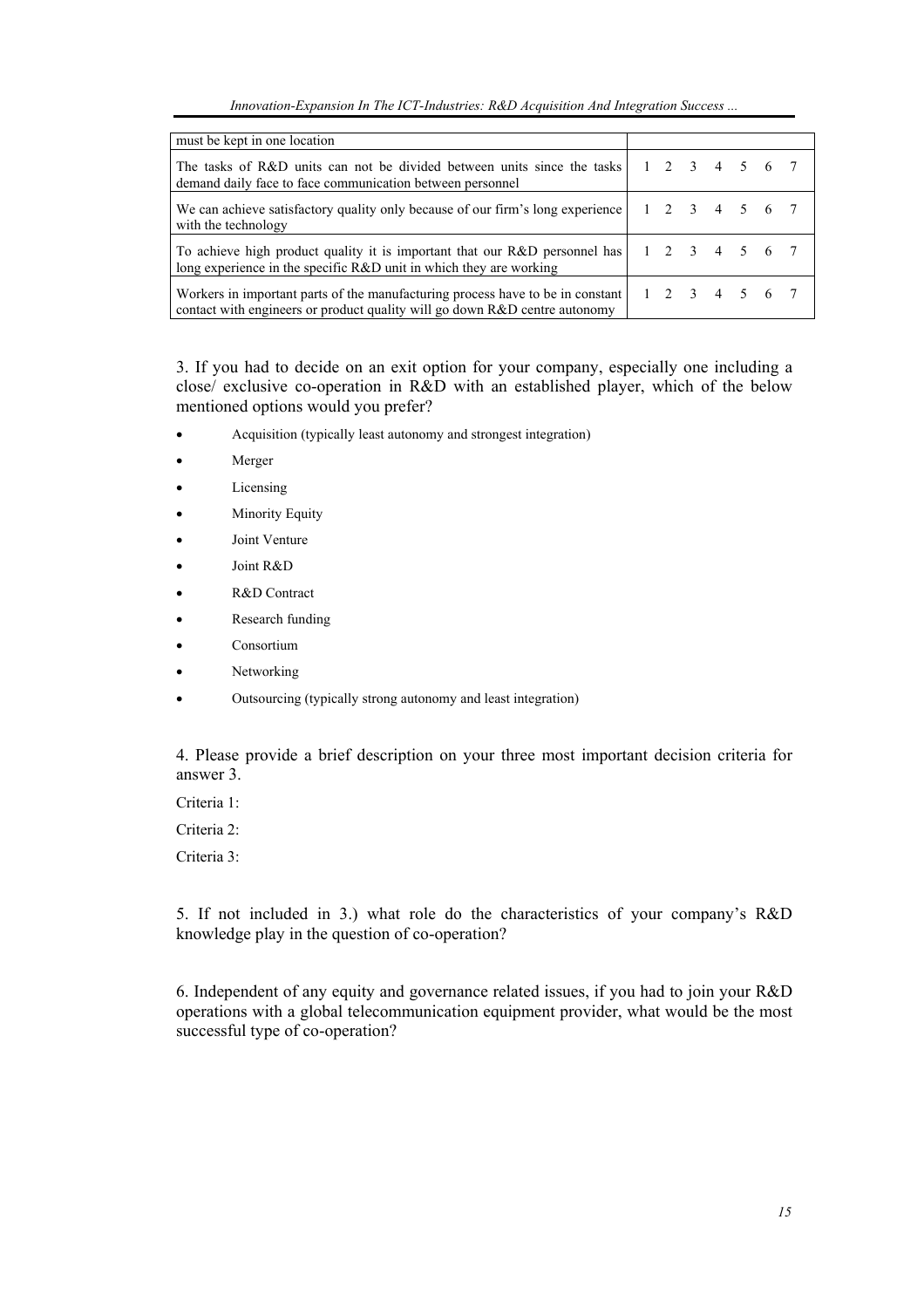| | |
|---|---|
| must be kept in one location | |
| The tasks of R&D units can not be divided between units since the tasks demand daily face to face communication between personnel | 1 2 3 4 5 6 7 |
| We can achieve satisfactory quality only because of our firm's long experience with the technology | 1 2 3 4 5 6 7 |
| To achieve high product quality it is important that our R&D personnel has long experience in the specific R&D unit in which they are working | 1 2 3 4 5 6 7 |
| Workers in important parts of the manufacturing process have to be in constant contact with engineers or product quality will go down R&D centre autonomy | 1 2 3 4 5 6 7 |

3. If you had to decide on an exit option for your company, especially one including a close/ exclusive co-operation in R&D with an established player, which of the below mentioned options would you prefer?

- Acquisition (typically least autonomy and strongest integration)
- Merger
- Licensing
- Minority Equity
- Joint Venture
- Joint R&D
- R&D Contract
- Research funding
- Consortium
- Networking
- Outsourcing (typically strong autonomy and least integration)

4. Please provide a brief description on your three most important decision criteria for answer 3.

Criteria 1:

Criteria 2:

Criteria 3:

5. If not included in 3.) what role do the characteristics of your company's R&D knowledge play in the question of co-operation?

6. Independent of any equity and governance related issues, if you had to join your R&D operations with a global telecommunication equipment provider, what would be the most successful type of co-operation?